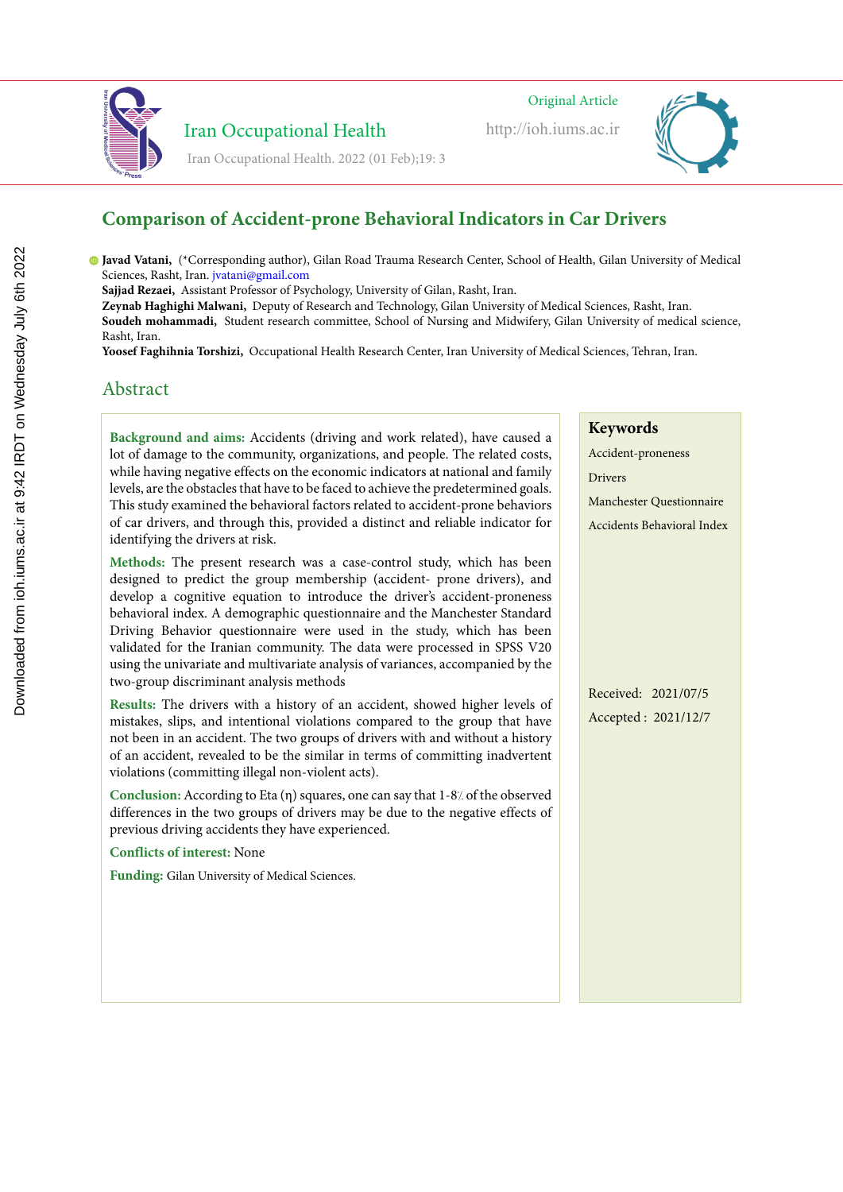Original Article

# Comparison of Accident-prone Behavioral Indicators in Car Drivers

**Javad Vatani,** (*Corresponding author), Gilan Road Trauma Research Center, School of Health, Gilan University of Medical Sciences, Rasht, Iran. jvatani@gmail.com

**Sajjad Rezaei,** Assistant Professor of Psychology, University of Gilan, Rasht, Iran.

**Zeynab Haghighi Malwani,** Deputy of Research and Technology, Gilan University of Medical Sciences, Rasht, Iran.

**Soudeh mohammadi,** Student research committee, School of Nursing and Midwifery, Gilan University of medical science, Rasht, Iran.

**Yoosef Faghihnia Torshizi,** Occupational Health Research Center, Iran University of Medical Sciences, Tehran, Iran.

## Abstract

**Background and aims:** Accidents (driving and work related), have caused a lot of damage to the community, organizations, and people. The related costs, while having negative effects on the economic indicators at national and family levels, are the obstacles that have to be faced to achieve the predetermined goals. This study examined the behavioral factors related to accident-prone behaviors of car drivers, and through this, provided a distinct and reliable indicator for identifying the drivers at risk.

**Methods:** The present research was a case-control study, which has been designed to predict the group membership (accident- prone drivers), and develop a cognitive equation to introduce the driver's accident-proneness behavioral index. A demographic questionnaire and the Manchester Standard Driving Behavior questionnaire were used in the study, which has been validated for the Iranian community. The data were processed in SPSS V20 using the univariate and multivariate analysis of variances, accompanied by the two-group discriminant analysis methods

**Results:** The drivers with a history of an accident, showed higher levels of mistakes, slips, and intentional violations compared to the group that have not been in an accident. The two groups of drivers with and without a history of an accident, revealed to be the similar in terms of committing inadvertent violations (committing illegal non-violent acts).

**Conclusion:** According to Eta (η) squares, one can say that 1-8٪ of the observed differences in the two groups of drivers may be due to the negative effects of previous driving accidents they have experienced.

**Conflicts of interest:** None

**Funding:** Gilan University of Medical Sciences.

### Keywords

Accident-proneness

Drivers

Manchester Questionnaire

Accidents Behavioral Index

Received: 2021/07/5

Accepted : 2021/12/7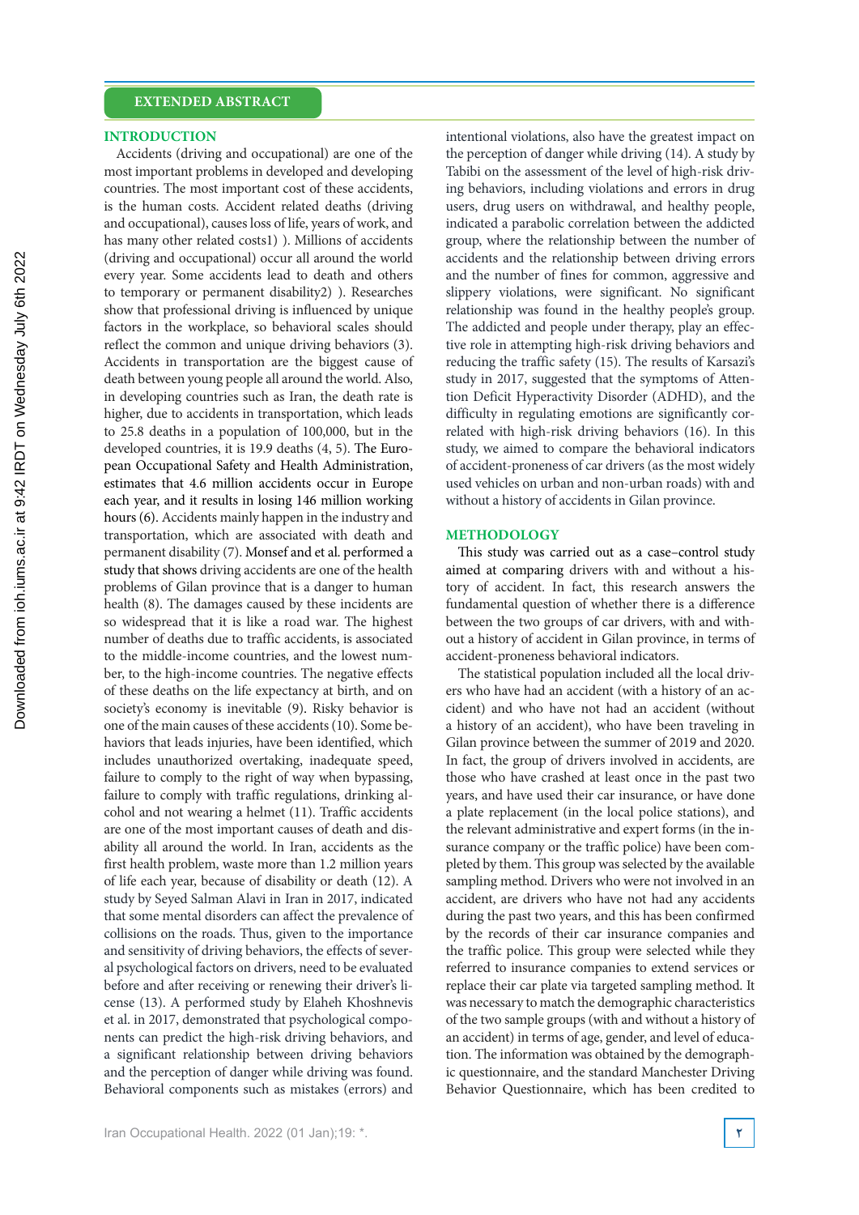## EXTENDED ABSTRACT

### INTRODUCTION

Accidents (driving and occupational) are one of the most important problems in developed and developing countries. The most important cost of these accidents, is the human costs. Accident related deaths (driving and occupational), causes loss of life, years of work, and has many other related costs1) ). Millions of accidents (driving and occupational) occur all around the world every year. Some accidents lead to death and others to temporary or permanent disability2) ). Researches show that professional driving is influenced by unique factors in the workplace, so behavioral scales should reflect the common and unique driving behaviors (3). Accidents in transportation are the biggest cause of death between young people all around the world. Also, in developing countries such as Iran, the death rate is higher, due to accidents in transportation, which leads to 25.8 deaths in a population of 100,000, but in the developed countries, it is 19.9 deaths (4, 5). The European Occupational Safety and Health Administration, estimates that 4.6 million accidents occur in Europe each year, and it results in losing 146 million working hours (6). Accidents mainly happen in the industry and transportation, which are associated with death and permanent disability (7). Monsef and et al. performed a study that shows driving accidents are one of the health problems of Gilan province that is a danger to human health (8). The damages caused by these incidents are so widespread that it is like a road war. The highest number of deaths due to traffic accidents, is associated to the middle-income countries, and the lowest number, to the high-income countries. The negative effects of these deaths on the life expectancy at birth, and on society's economy is inevitable (9). Risky behavior is one of the main causes of these accidents (10). Some behaviors that leads injuries, have been identified, which includes unauthorized overtaking, inadequate speed, failure to comply to the right of way when bypassing, failure to comply with traffic regulations, drinking alcohol and not wearing a helmet (11). Traffic accidents are one of the most important causes of death and disability all around the world. In Iran, accidents as the first health problem, waste more than 1.2 million years of life each year, because of disability or death (12). A study by Seyed Salman Alavi in Iran in 2017, indicated that some mental disorders can affect the prevalence of collisions on the roads. Thus, given to the importance and sensitivity of driving behaviors, the effects of several psychological factors on drivers, need to be evaluated before and after receiving or renewing their driver's license (13). A performed study by Elaheh Khoshnevis et al. in 2017, demonstrated that psychological components can predict the high-risk driving behaviors, and a significant relationship between driving behaviors and the perception of danger while driving was found. Behavioral components such as mistakes (errors) and intentional violations, also have the greatest impact on the perception of danger while driving (14). A study by Tabibi on the assessment of the level of high-risk driving behaviors, including violations and errors in drug users, drug users on withdrawal, and healthy people, indicated a parabolic correlation between the addicted group, where the relationship between the number of accidents and the relationship between driving errors and the number of fines for common, aggressive and slippery violations, were significant. No significant relationship was found in the healthy people's group. The addicted and people under therapy, play an effective role in attempting high-risk driving behaviors and reducing the traffic safety (15). The results of Karsazi's study in 2017, suggested that the symptoms of Attention Deficit Hyperactivity Disorder (ADHD), and the difficulty in regulating emotions are significantly correlated with high-risk driving behaviors (16). In this study, we aimed to compare the behavioral indicators of accident-proneness of car drivers (as the most widely used vehicles on urban and non-urban roads) with and without a history of accidents in Gilan province.

### METHODOLOGY

This study was carried out as a case–control study aimed at comparing drivers with and without a history of accident. In fact, this research answers the fundamental question of whether there is a difference between the two groups of car drivers, with and without a history of accident in Gilan province, in terms of accident-proneness behavioral indicators.

The statistical population included all the local drivers who have had an accident (with a history of an accident) and who have not had an accident (without a history of an accident), who have been traveling in Gilan province between the summer of 2019 and 2020. In fact, the group of drivers involved in accidents, are those who have crashed at least once in the past two years, and have used their car insurance, or have done a plate replacement (in the local police stations), and the relevant administrative and expert forms (in the insurance company or the traffic police) have been completed by them. This group was selected by the available sampling method. Drivers who were not involved in an accident, are drivers who have not had any accidents during the past two years, and this has been confirmed by the records of their car insurance companies and the traffic police. This group were selected while they referred to insurance companies to extend services or replace their car plate via targeted sampling method. It was necessary to match the demographic characteristics of the two sample groups (with and without a history of an accident) in terms of age, gender, and level of education. The information was obtained by the demographic questionnaire, and the standard Manchester Driving Behavior Questionnaire, which has been credited to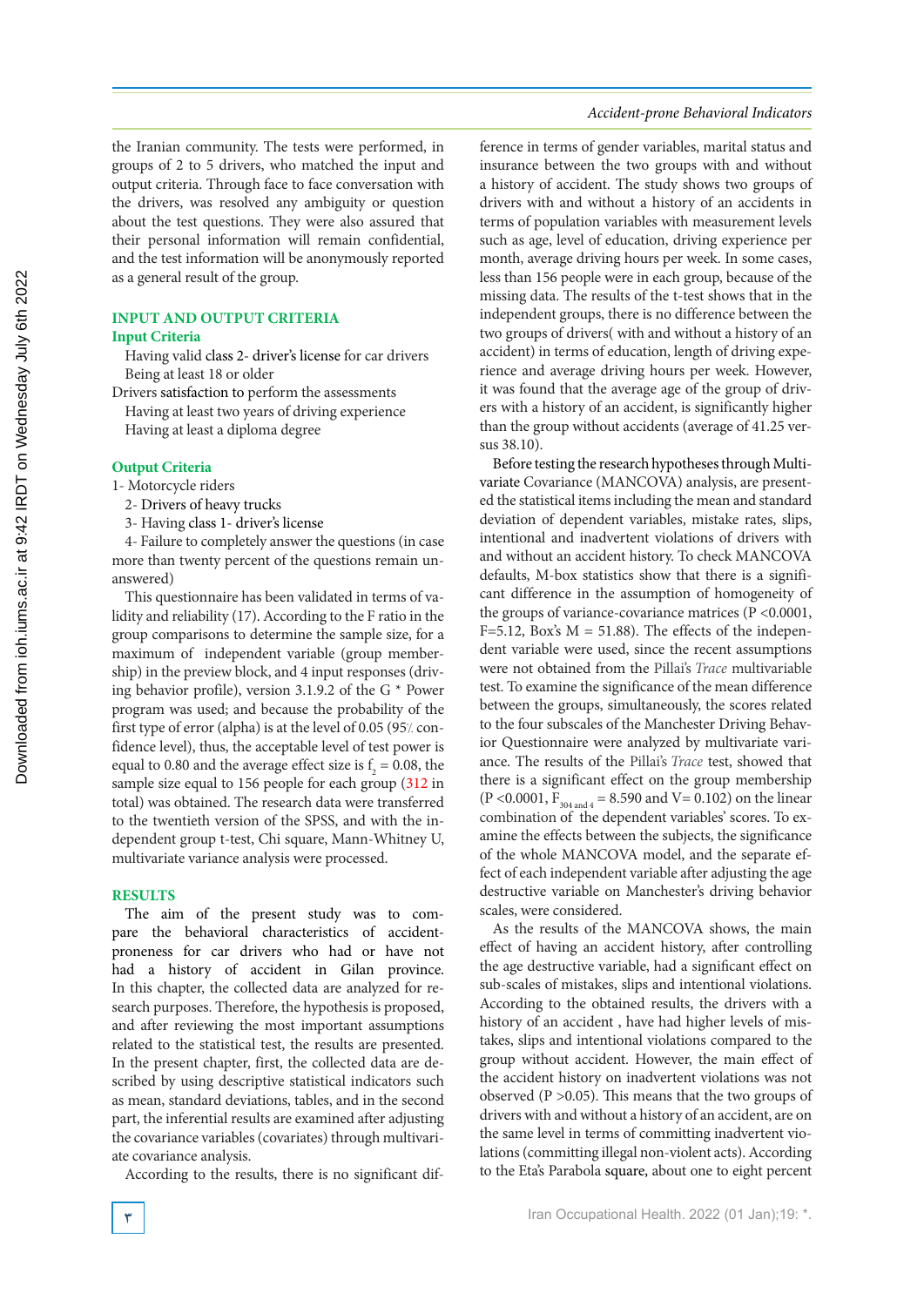the Iranian community. The tests were performed, in groups of 2 to 5 drivers, who matched the input and output criteria. Through face to face conversation with the drivers, was resolved any ambiguity or question about the test questions. They were also assured that their personal information will remain confidential, and the test information will be anonymously reported as a general result of the group.

## INPUT AND OUTPUT CRITERIA

### Input Criteria

Having valid class 2- driver's license for car drivers
Being at least 18 or older
Drivers satisfaction to perform the assessments
Having at least two years of driving experience
Having at least a diploma degree

### Output Criteria

1- Motorcycle riders
2- Drivers of heavy trucks
3- Having class 1- driver's license
4- Failure to completely answer the questions (in case more than twenty percent of the questions remain unanswered)

This questionnaire has been validated in terms of validity and reliability (17). According to the F ratio in the group comparisons to determine the sample size, for a maximum of independent variable (group membership) in the preview block, and 4 input responses (driving behavior profile), version 3.1.9.2 of the G * Power program was used; and because the probability of the first type of error (alpha) is at the level of 0.05 (95% confidence level), thus, the acceptable level of test power is equal to 0.80 and the average effect size is $f_2 = 0.08$, the sample size equal to 156 people for each group (312 in total) was obtained. The research data were transferred to the twentieth version of the SPSS, and with the independent group t-test, Chi square, Mann-Whitney U, multivariate variance analysis were processed.

## RESULTS

The aim of the present study was to compare the behavioral characteristics of accident-proneness for car drivers who had or have not had a history of accident in Gilan province. In this chapter, the collected data are analyzed for research purposes. Therefore, the hypothesis is proposed, and after reviewing the most important assumptions related to the statistical test, the results are presented. In the present chapter, first, the collected data are described by using descriptive statistical indicators such as mean, standard deviations, tables, and in the second part, the inferential results are examined after adjusting the covariance variables (covariates) through multivariate covariance analysis.

According to the results, there is no significant difference in terms of gender variables, marital status and insurance between the two groups with and without a history of accident. The study shows two groups of drivers with and without a history of an accidents in terms of population variables with measurement levels such as age, level of education, driving experience per month, average driving hours per week. In some cases, less than 156 people were in each group, because of the missing data. The results of the t-test shows that in the independent groups, there is no difference between the two groups of drivers( with and without a history of an accident) in terms of education, length of driving experience and average driving hours per week. However, it was found that the average age of the group of drivers with a history of an accident, is significantly higher than the group without accidents (average of 41.25 versus 38.10).

Before testing the research hypotheses through Multivariate Covariance (MANCOVA) analysis, are presented the statistical items including the mean and standard deviation of dependent variables, mistake rates, slips, intentional and inadvertent violations of drivers with and without an accident history. To check MANCOVA defaults, M-box statistics show that there is a significant difference in the assumption of homogeneity of the groups of variance-covariance matrices ($P <0.0001$, $F=5.12$, Box's $M = 51.88$). The effects of the independent variable were used, since the recent assumptions were not obtained from the Pillai's *Trace* multivariable test. To examine the significance of the mean difference between the groups, simultaneously, the scores related to the four subscales of the Manchester Driving Behavior Questionnaire were analyzed by multivariate variance. The results of the Pillai's *Trace* test, showed that there is a significant effect on the group membership ($P <0.0001$, $F_{304 \text{ and } 4} = 8.590$ and $V= 0.102$) on the linear combination of the dependent variables' scores. To examine the effects between the subjects, the significance of the whole MANCOVA model, and the separate effect of each independent variable after adjusting the age destructive variable on Manchester's driving behavior scales, were considered.

As the results of the MANCOVA shows, the main effect of having an accident history, after controlling the age destructive variable, had a significant effect on sub-scales of mistakes, slips and intentional violations. According to the obtained results, the drivers with a history of an accident , have had higher levels of mistakes, slips and intentional violations compared to the group without accident. However, the main effect of the accident history on inadvertent violations was not observed ($P >0.05$). This means that the two groups of drivers with and without a history of an accident, are on the same level in terms of committing inadvertent violations (committing illegal non-violent acts). According to the Eta's Parabola square, about one to eight percent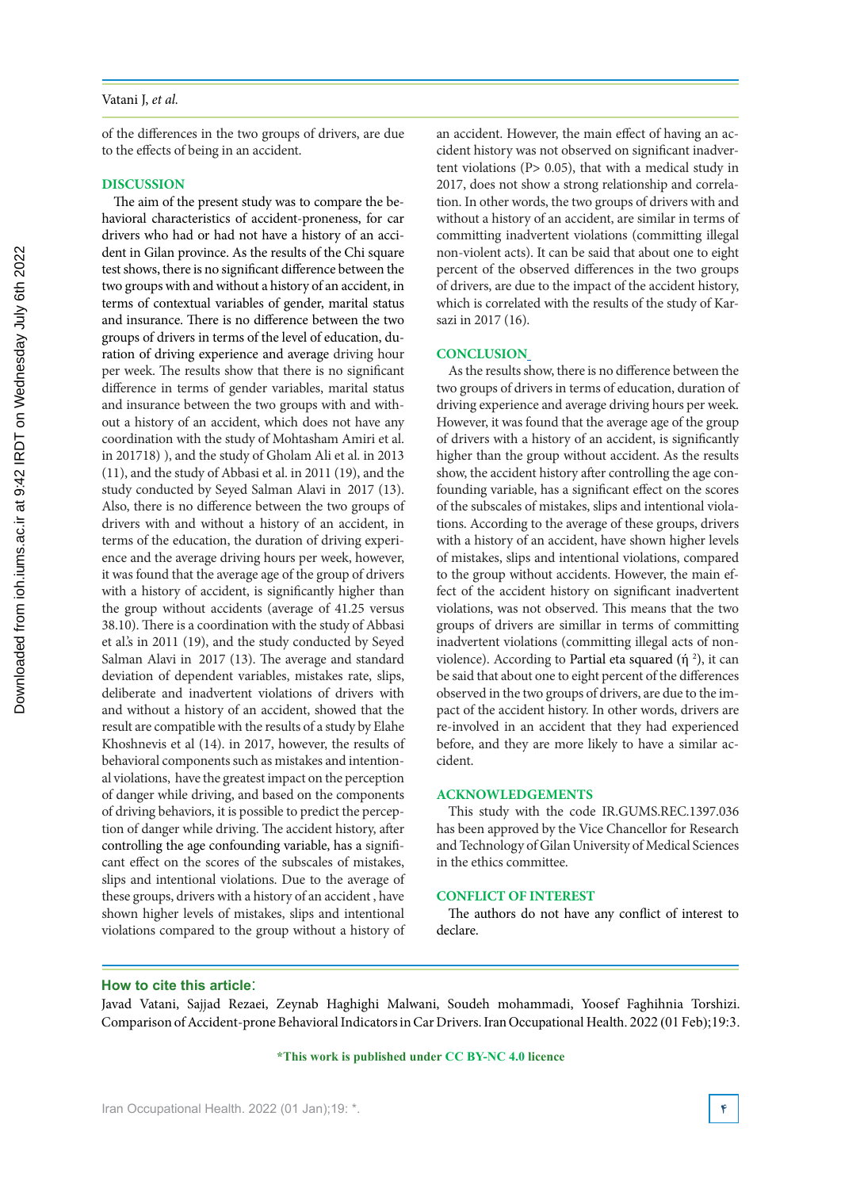of the differences in the two groups of drivers, are due to the effects of being in an accident.

## DISCUSSION

The aim of the present study was to compare the behavioral characteristics of accident-proneness, for car drivers who had or had not have a history of an accident in Gilan province. As the results of the Chi square test shows, there is no significant difference between the two groups with and without a history of an accident, in terms of contextual variables of gender, marital status and insurance. There is no difference between the two groups of drivers in terms of the level of education, duration of driving experience and average driving hour per week. The results show that there is no significant difference in terms of gender variables, marital status and insurance between the two groups with and without a history of an accident, which does not have any coordination with the study of Mohtasham Amiri et al. in 201718) ), and the study of Gholam Ali et al. in 2013 (11), and the study of Abbasi et al. in 2011 (19), and the study conducted by Seyed Salman Alavi in 2017 (13). Also, there is no difference between the two groups of drivers with and without a history of an accident, in terms of the education, the duration of driving experience and the average driving hours per week, however, it was found that the average age of the group of drivers with a history of accident, is significantly higher than the group without accidents (average of 41.25 versus 38.10). There is a coordination with the study of Abbasi et al.'s in 2011 (19), and the study conducted by Seyed Salman Alavi in 2017 (13). The average and standard deviation of dependent variables, mistakes rate, slips, deliberate and inadvertent violations of drivers with and without a history of an accident, showed that the result are compatible with the results of a study by Elahe Khoshnevis et al (14). in 2017, however, the results of behavioral components such as mistakes and intentional violations, have the greatest impact on the perception of danger while driving, and based on the components of driving behaviors, it is possible to predict the perception of danger while driving. The accident history, after controlling the age confounding variable, has a significant effect on the scores of the subscales of mistakes, slips and intentional violations. Due to the average of these groups, drivers with a history of an accident , have shown higher levels of mistakes, slips and intentional violations compared to the group without a history of an accident. However, the main effect of having an accident history was not observed on significant inadvertent violations ($P > 0.05$), that with a medical study in 2017, does not show a strong relationship and correlation. In other words, the two groups of drivers with and without a history of an accident, are similar in terms of committing inadvertent violations (committing illegal non-violent acts). It can be said that about one to eight percent of the observed differences in the two groups of drivers, are due to the impact of the accident history, which is correlated with the results of the study of Karsazi in 2017 (16).

## CONCLUSION

As the results show, there is no difference between the two groups of drivers in terms of education, duration of driving experience and average driving hours per week. However, it was found that the average age of the group of drivers with a history of an accident, is significantly higher than the group without accident. As the results show, the accident history after controlling the age confounding variable, has a significant effect on the scores of the subscales of mistakes, slips and intentional violations. According to the average of these groups, drivers with a history of an accident, have shown higher levels of mistakes, slips and intentional violations, compared to the group without accidents. However, the main effect of the accident history on significant inadvertent violations, was not observed. This means that the two groups of drivers are simillar in terms of committing inadvertent violations (committing illegal acts of non-violence). According to Partial eta squared ($\acute{\eta}^2$), it can be said that about one to eight percent of the differences observed in the two groups of drivers, are due to the impact of the accident history. In other words, drivers are re-involved in an accident that they had experienced before, and they are more likely to have a similar accident.

## ACKNOWLEDGEMENTS

This study with the code IR.GUMS.REC.1397.036 has been approved by the Vice Chancellor for Research and Technology of Gilan University of Medical Sciences in the ethics committee.

## CONFLICT OF INTEREST

The authors do not have any conflict of interest to declare.

**How to cite this article**:

Javad Vatani, Sajjad Rezaei, Zeynab Haghighi Malwani, Soudeh mohammadi, Yoosef Faghihnia Torshizi. Comparison of Accident-prone Behavioral Indicators in Car Drivers. Iran Occupational Health. 2022 (01 Feb);19:3.

**\*This work is published under CC BY-NC 4.0 licence**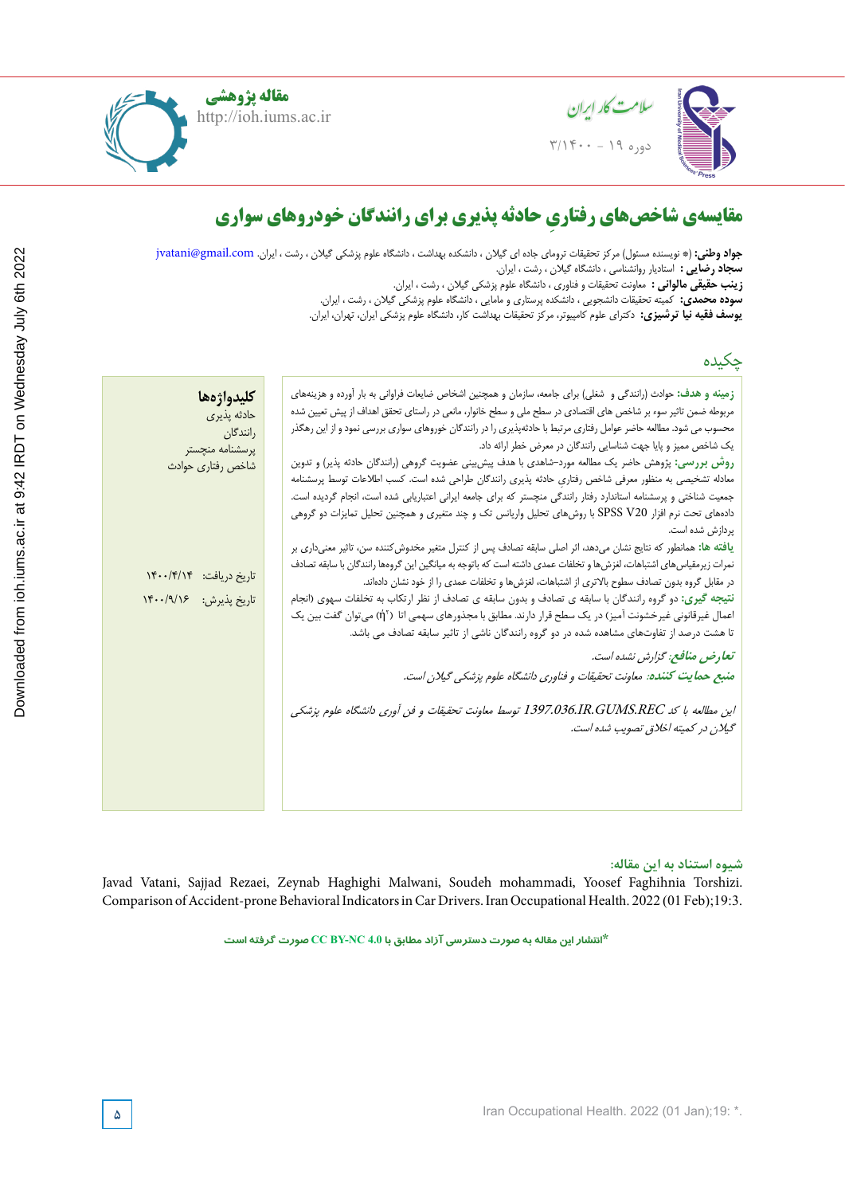مقاله پژوهشی

# مقایسه‌ی شاخص‌های رفتاریِ حادثه پذیری برای رانندگان خودروهای سواری

**جواد وطنی:** (* نویسنده مسئول) مرکز تحقیقات ترومای جاده ای گیلان ، دانشکده بهداشت ، دانشگاه علوم پزشکی گیلان ، رشت ، ایران. jvatani@gmail.com
**سجاد رضایی :** استادیار روانشناسی ، دانشگاه گیلان ، رشت ، ایران.
**زینب حقیقی مالوانی :** معاونت تحقیقات و فناوری ، دانشگاه علوم پزشکی گیلان ، رشت ، ایران.
**سوده محمدی:** کمیته تحقیقات دانشجویی ، دانشکده پرستاری و مامایی ، دانشگاه علوم پزشکی گیلان ، رشت ، ایران.
**یوسف فقیه نیا ترشیزی:** دکترای علوم کامپیوتر، مرکز تحقیقات بهداشت کار، دانشگاه علوم پزشکی ایران، تهران، ایران.

## چکیده

**زمینه و هدف:** حوادث (رانندگی و شغلی) برای جامعه، سازمان و همچنین اشخاص ضایعات فراوانی به بار آورده و هزینه‌های مربوطه ضمن تاثیر سوء بر شاخص های اقتصادی در سطح ملی و سطح خانوار، مانعی در راستای تحقق اهداف از پیش تعیین شده محسوب می شود. مطالعه حاضر عوامل رفتاری مرتبط با حادثه‌پذیری را در رانندگان خوروهای سواری بررسی نموده و از این رهگذر یک شاخص ممیز و پایا جهت شناسایی رانندگان در معرض خطر ارائه داد.

**روش بررسی:** پژوهش حاضر یک مطالعه مورد-شاهدی با هدف پیش‌بینی عضویت گروهی (رانندگان حادثه پذیر) و تدوین معادله تشخیصی به منظور معرفی شاخص رفتاری حادثه پذیری رانندگان طراحی شده است. کسب اطلاعات توسط پرسشنامه جمعیت شناختی و پرسشنامه استاندارد رفتار رانندگی منچستر که برای جامعه ایرانی اعتباریابی شده است، انجام گردیده است. داده‌های تحت نرم افزار SPSS V20 با روش‌های تحلیل واریانس تک و چند متغیری و همچنین تحلیل تمایزات دو گروهی پردازش شده است.

**یافته ها:** همانطور که نتایج نشان می‌دهد، اثر اصلی سابقه تصادف پس از کنترل متغیر مخدوش‌کننده سن، تاثیر معنی‌داری بر نمرات زیرمقیاس‌های اشتباهات، لغزش‌ها و تخلفات عمدی داشته است که باتوجه به میانگین این گروهها رانندگان با سابقه تصادف در مقابل گروه بدون تصادف سطوح بالاتری از اشتباهات، لغزش‌ها و تخلفات عمدی را از خود نشان داده‌اند.

**نتیجه گیری:** دو گروه رانندگان با سابقه ی تصادف و بدون سابقه ی تصادف از نظر ارتکاب به تخلفات سهوی (انجام اعمال غیرقانونی غیرخشونت آمیز) در یک سطح قرار دارند. مطابق با مجذورهای سهمی اتا ($\eta^2$) می‌توان گفت بین یک تا هشت درصد از تفاوت‌های مشاهده شده در دو گروه رانندگان ناشی از تاثیر سابقه تصادف می باشد.

***تعارض منافع:*** *گزارش نشده است.*

***منبع حمایت کننده:*** *معاونت تحقیقات و فناوری دانشگاه علوم پزشکی گیلان است.*

*این مطالعه با کد 1397.036.IR.GUMS.REC توسط معاونت تحقیقات و فن آوری دانشگاه علوم پزشکی گیلان در کمیته اخلاق تصویب شده است.*

**کلیدواژه‌ها**
حادثه پذیری
رانندگان
پرسشنامه منچستر
شاخص رفتاری حوادث

تاریخ دریافت: ۱۴۰۰/۴/۱۴
تاریخ پذیرش: ۱۴۰۰/۹/۱۶

**شیوه استناد به این مقاله:**

Javad Vatani, Sajjad Rezaei, Zeynab Haghighi Malwani, Soudeh mohammadi, Yoosef Faghihnia Torshizi. Comparison of Accident-prone Behavioral Indicators in Car Drivers. Iran Occupational Health. 2022 (01 Feb);19:3.

*انتشار این مقاله به صورت دسترسی آزاد مطابق با CC BY-NC 4.0 صورت گرفته است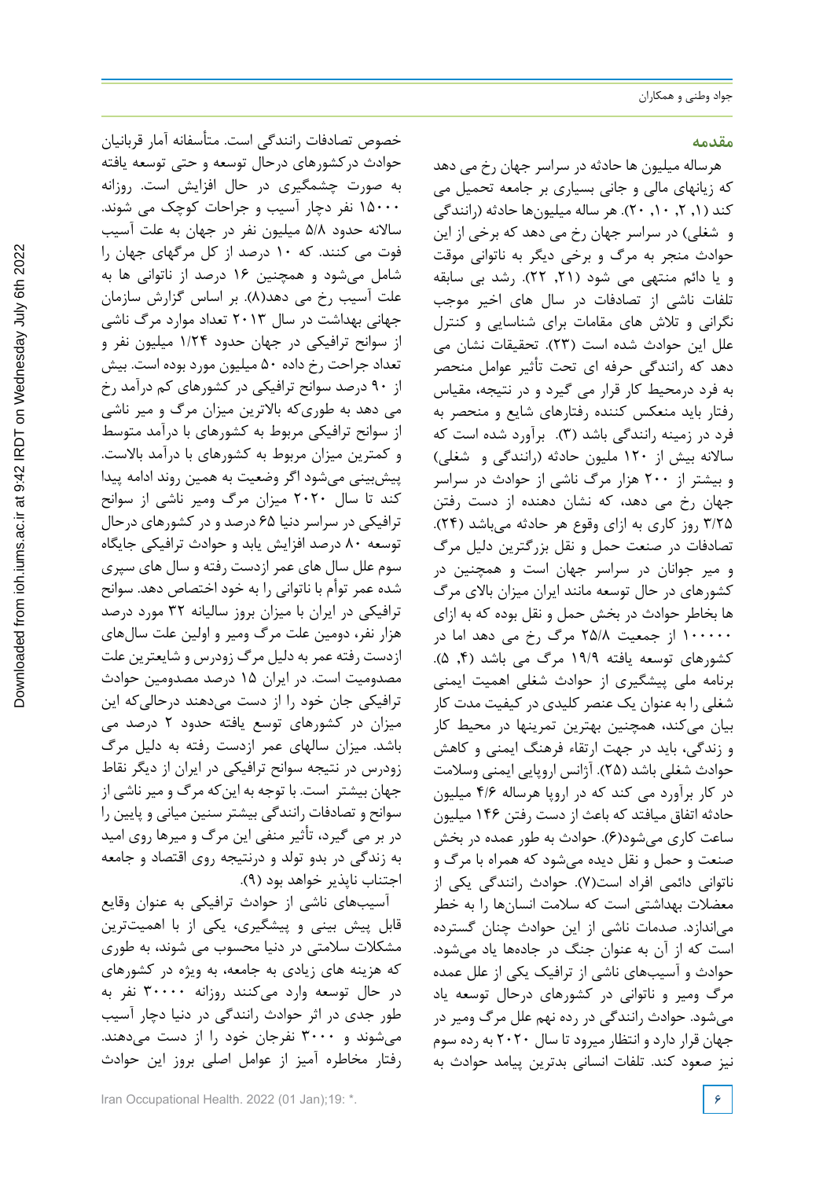## مقدمه

هرساله میلیون ها حادثه در سراسر جهان رخ می دهد که زیانهای مالی و جانی بسیاری بر جامعه تحمیل می کند (۱, ۲, ۱۰, ۲۰). هر ساله میلیون‌ها حادثه (رانندگی و شغلی) در سراسر جهان رخ می دهد که برخی از این حوادث منجر به مرگ و برخی دیگر به ناتوانی موقت و یا دائم منتهی می شود (۲۱, ۲۲). رشد بی سابقه تلفات ناشی از تصادفات در سال های اخیر موجب نگرانی و تلاش های مقامات برای شناسایی و کنترل علل این حوادث شده است (۲۳). تحقیقات نشان می دهد که رانندگی حرفه ای تحت تأثیر عوامل منحصر به فرد درمحیط کار قرار می گیرد و در نتیجه، مقیاس رفتار باید منعکس کننده رفتارهای شایع و منحصر به فرد در زمینه رانندگی باشد (۳). برآورد شده است که سالانه بیش از ۱۲۰ ملیون حادثه (رانندگی و شغلی) و بیشتر از ۲۰۰ هزار مرگ ناشی از حوادث در سراسر جهان رخ می دهد، که نشان دهنده از دست رفتن ۳/۲۵ روز کاری به ازای وقوع هر حادثه می‌باشد (۲۴). تصادفات در صنعت حمل و نقل بزرگترین دلیل مرگ و میر جوانان در سراسر جهان است و همچنین در کشورهای در حال توسعه مانند ایران میزان بالای مرگ ها بخاطر حوادث در بخش حمل و نقل بوده که به ازای ۱۰۰۰۰۰ از جمعیت ۲۵/۸ مرگ رخ می دهد اما در کشورهای توسعه یافته ۱۹/۹ مرگ می باشد (۴, ۵). برنامه ملی پیشگیری از حوادث شغلی اهمیت ایمنی شغلی را به عنوان یک عنصر کلیدی در کیفیت مدت کار بیان می‌کند، همچنین بهترین تمرینها در محیط کار و زندگی، باید در جهت ارتقاء فرهنگ ایمنی و کاهش حوادث شغلی باشد (۲۵). آژانس اروپایی ایمنی وسلامت در کار برآورد می کند که در اروپا هرساله ۴/۶ میلیون حادثه اتفاق میافتد که باعث از دست رفتن ۱۴۶ میلیون ساعت کاری می‌شود(۶). حوادث به طور عمده در بخش صنعت و حمل و نقل دیده می‌شود که همراه با مرگ و ناتوانی دائمی افراد است(۷). حوادث رانندگی یکی از معضلات بهداشتی است که سلامت انسان‌ها را به خطر می‌اندازد. صدمات ناشی از این حوادث چنان گسترده است که از آن به عنوان جنگ در جاده‌ها یاد می‌شود. حوادث و آسیب‌های ناشی از ترافیک یکی از علل عمده مرگ ومیر و ناتوانی در کشورهای درحال توسعه یاد می‌شود. حوادث رانندگی در رده نهم علل مرگ ومیر در جهان قرار دارد و انتظار میرود تا سال ۲۰۲۰ به رده سوم نیز صعود کند. تلفات انسانی بدترین پیامد حوادث به خصوص تصادفات رانندگی است. متأسفانه آمار قربانیان حوادث درکشورهای درحال توسعه و حتی توسعه یافته به صورت چشمگیری در حال افزایش است. روزانه ۱۵۰۰۰ نفر دچار آسیب و جراحات کوچک می شوند. سالانه حدود ۵/۸ میلیون نفر در جهان به علت آسیب فوت می کنند. که ۱۰ درصد از کل مرگهای جهان را شامل می‌شود و همچنین ۱۶ درصد از ناتوانی ها به علت آسیب رخ می دهد(۸). بر اساس گزارش سازمان جهانی بهداشت در سال ۲۰۱۳ تعداد موارد مرگ ناشی از سوانح ترافیکی در جهان حدود ۱/۲۴ میلیون نفر و تعداد جراحت رخ داده ۵۰ میلیون مورد بوده است. بیش از ۹۰ درصد سوانح ترافیکی در کشورهای کم درآمد رخ می دهد به طوری‌که بالاترین میزان مرگ و میر ناشی از سوانح ترافیکی مربوط به کشورهای با درآمد متوسط و کمترین میزان مربوط به کشورهای با درآمد بالاست. پیش‌بینی می‌شود اگر وضعیت به همین روند ادامه پیدا کند تا سال ۲۰۲۰ میزان مرگ ومیر ناشی از سوانح ترافیکی در سراسر دنیا ۶۵ درصد و در کشورهای درحال توسعه ۸۰ درصد افزایش یابد و حوادث ترافیکی جایگاه سوم علل سال های عمر ازدست رفته و سال های سپری شده عمر توأم با ناتوانی را به خود اختصاص دهد. سوانح ترافیکی در ایران با میزان بروز سالیانه ۳۲ مورد درصد هزار نفر، دومین علت مرگ ومیر و اولین علت سال‌های ازدست رفته عمر به دلیل مرگ زودرس و شایعترین علت مصدومیت است. در ایران ۱۵ درصد مصدومین حوادث ترافیکی جان خود را از دست می‌دهند درحالی‌که این میزان در کشورهای توسع یافته حدود ۲ درصد می باشد. میزان سالهای عمر ازدست رفته به دلیل مرگ زودرس در نتیجه سوانح ترافیکی در ایران از دیگر نقاط جهان بیشتر است. با توجه به این‌که مرگ و میر ناشی از سوانح و تصادفات رانندگی بیشتر سنین میانی و پایین را در بر می گیرد، تأثیر منفی این مرگ و میرها روی امید به زندگی در بدو تولد و درنتیجه روی اقتصاد و جامعه اجتناب ناپذیر خواهد بود (۹).

آسیب‌های ناشی از حوادث ترافیکی به عنوان وقایع قابل پیش بینی و پیشگیری، یکی از با اهمیت‌ترین مشکلات سلامتی در دنیا محسوب می شوند، به طوری که هزینه های زیادی به جامعه، به ویژه در کشورهای در حال توسعه وارد می‌کنند روزانه ۳۰۰۰۰ نفر به طور جدی در اثر حوادث رانندگی در دنیا دچار آسیب می‌شوند و ۳۰۰۰ نفرجان خود را از دست می‌دهند. رفتار مخاطره آمیز از عوامل اصلی بروز این حوادث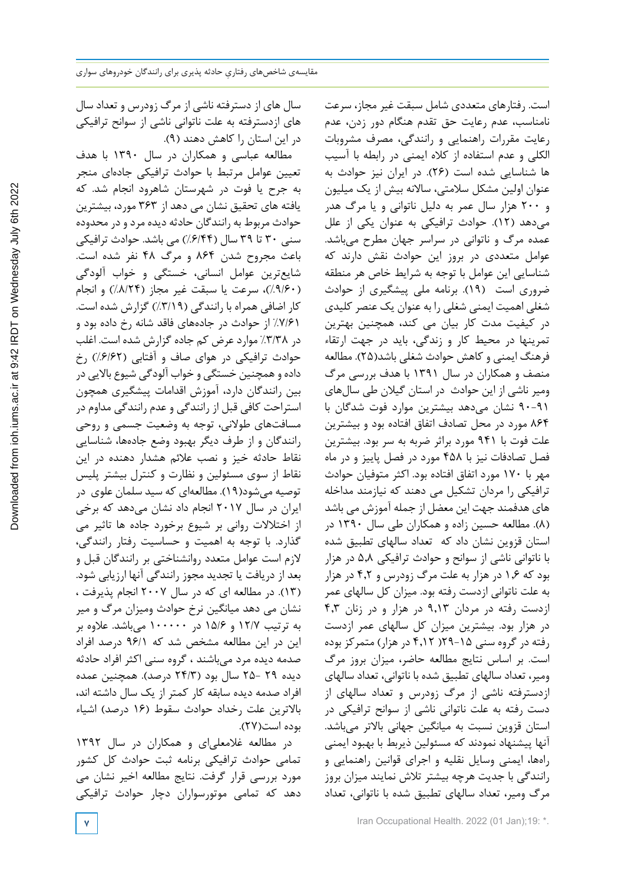است. رفتارهای متعددی شامل سبقت غیر مجاز، سرعت نامناسب، عدم رعایت حق تقدم هنگام دور زدن، عدم رعایت مقررات راهنمایی و رانندگی، مصرف مشروبات الکلی و عدم استفاده از کلاه ایمنی در رابطه با آسیب ها شناسایی شده است (۲۶). در ایران نیز حوادث به عنوان اولین مشکل سلامتی، سالانه بیش از یک میلیون و ۲۰۰ هزار سال عمر به دلیل ناتوانی و یا مرگ هدر می‌دهد (۱۲). حوادث ترافیکی به عنوان یکی از علل عمده مرگ و ناتوانی در سراسر جهان مطرح می‌باشد. عوامل متعددی در بروز این حوادث نقش دارند که شناسایی این عوامل با توجه به شرایط خاص هر منطقه ضروری است (۱۹). برنامه ملی پیشگیری از حوادث شغلی اهمیت ایمنی شغلی را به عنوان یک عنصر کلیدی در کیفیت مدت کار بیان می کند، همچنین بهترین تمرینها در محیط کار و زندگی، باید در جهت ارتقاء فرهنگ ایمنی و کاهش حوادث شغلی باشد(۲۵). مطالعه منصف و همکاران در سال ۱۳۹۱ با هدف بررسی مرگ ومیر ناشی از این حوادث در استان گیلان طی سال‌های ۹۱-۹۰ نشان می‌دهد بیشترین موارد فوت شدگان با ۸۶۴ مورد در محل تصادف اتفاق افتاده بود و بیشترین علت فوت با ۹۴۱ مورد براثر ضربه به سر بود. بیشترین فصل تصادفات نیز با ۴۵۸ مورد در فصل پاییز و در ماه مهر با ۱۷۰ مورد اتفاق افتاده بود. اکثر متوفیان حوادث ترافیکی را مردان تشکیل می دهند که نیازمند مداخله های هدفمند جهت این معضل از جمله آموزش می باشد (۸). مطالعه حسین زاده و همکاران طی سال ۱۳۹۰ در استان قزوین نشان داد که تعداد سالهای تطبیق شده با ناتوانی ناشی از سوانح و حوادث ترافیکی ۵،۸ در هزار بود که ۱،۶ در هزار به علت مرگ زودرس و ۴،۲ در هزار به علت ناتوانی ازدست رفته بود. میزان کل سالهای عمر ازدست رفته در مردان ۹،۱۳ در هزار و در زنان ۴،۳ در هزار بود. بیشترین میزان کل سالهای عمر ازدست رفته در گروه سنی ۱۵-۲۹( ۴،۱۲ در هزار) متمرکز بوده است. بر اساس نتایج مطالعه حاضر، میزان بروز مرگ ومیر، تعداد سالهای تطبیق شده با ناتوانی، تعداد سالهای ازدسترفته ناشی از مرگ زودرس و تعداد سالهای از دست رفته به علت ناتوانی ناشی از سوانح ترافیکی در استان قزوین نسبت به میانگین جهانی بالاتر می‌باشد. آنها پیشنهاد نمودند که مسئولین ذیربط با بهبود ایمنی راه‌ها، ایمنی وسایل نقلیه و اجرای قوانین راهنمایی و رانندگی با جدیت هرچه بیشتر تلاش نمایند میزان بروز مرگ ومیر، تعداد سالهای تطبیق شده با ناتوانی، تعداد سال های از دسترفته ناشی از مرگ زودرس و تعداد سال های ازدسترفته به علت ناتوانی ناشی از سوانح ترافیکی در این استان را کاهش دهند (۹).

مطالعه عباسی و همکاران در سال ۱۳۹۰ با هدف تعیین عوامل مرتبط با حوادث ترافیکی جاده‌ای منجر به جرح یا فوت در شهرستان شاهرود انجام شد. که یافته های تحقیق نشان می دهد از ۳۶۳ مورد، بیشترین حوادث مربوط به رانندگان حادثه دیده مرد و در محدوده سنی ۳۰ تا ۳۹ سال (۶/۴۴٪) می باشد. حوادث ترافیکی باعث مجروح شدن ۸۶۴ و مرگ ۴۸ نفر شده است. شایع‌ترین عوامل انسانی، خستگی و خواب آلودگی (۹/۶۰٪)، سرعت یا سبقت غیر مجاز (۸/۲۴٪) و انجام کار اضافی همراه با رانندگی (۳/۱۹٪) گزارش شده است. ۷/۶۱٪ از حوادث در جاده‌های فاقد شانه رخ داده بود و در ۳/۳۸٪ موارد عرض کم جاده گزارش شده است. اغلب حوادث ترافیکی در هوای صاف و آفتابی (۶/۶۲٪) رخ داده و همچنین خستگی و خواب آلودگی شیوع بالایی در بین رانندگان دارد، آموزش اقدامات پیشگیری همچون استراحت کافی قبل از رانندگی و عدم رانندگی مداوم در مسافت‌های طولانی، توجه به وضعیت جسمی و روحی رانندگان و از طرف دیگر بهبود وضع جاده‌ها، شناسایی نقاط حادثه خیز و نصب علائم هشدار دهنده در این نقاط از سوی مسئولین و نظارت و کنترل بیشتر پلیس توصیه می‌شود(۱۹). مطالعه‌ای که سید سلمان علوی در ایران در سال ۲۰۱۷ انجام داد نشان می‌دهد که برخی از اختلالات روانی بر شیوع برخورد جاده ها تاثیر می گذارد. با توجه به اهمیت و حساسیت رفتار رانندگی، لازم است عوامل متعدد روانشناختی بر رانندگان قبل و بعد از دریافت یا تجدید مجوز رانندگی آنها ارزیابی شود. (۱۳). در مطالعه ای که در سال ۲۰۰۷ انجام پذیرفت ، نشان می دهد میانگین نرخ حوادث ومیزان مرگ و میر به ترتیب ۱۲/۷ و ۱۵/۶ در ۱۰۰۰۰۰ می‌باشد. علاوه بر این در این مطالعه مشخص شد که ۹۶/۱ درصد افراد صدمه دیده مرد می‌باشند ، گروه سنی اکثر افراد حادثه دیده ۲۹ -۲۵ سال بود (۲۴/۳ درصد). همچنین عمده افراد صدمه دیده سابقه کار کمتر از یک سال داشته اند، بالاترین علت رخداد حوادث سقوط (۱۶ درصد) اشیاء بوده است(۲۷).

در مطالعه غلامعلی‌ای و همکاران در سال ۱۳۹۲ تمامی حوادث ترافیکی برنامه ثبت حوادث کل کشور مورد بررسی قرار گرفت. نتایج مطالعه اخیر نشان می دهد که تمامی موتورسواران دچار حوادث ترافیکی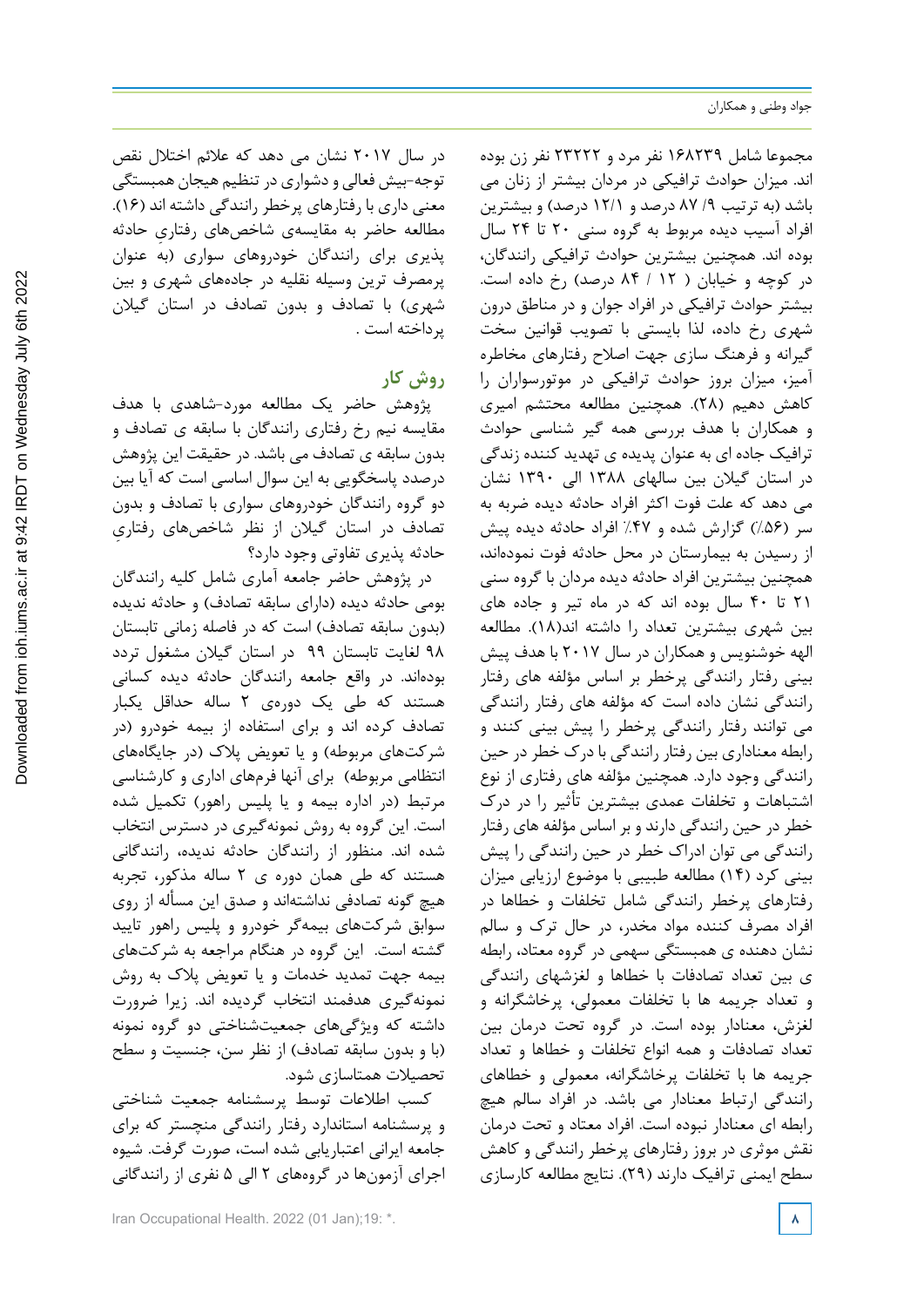مجموعا شامل ۱۶۸۲۳۹ نفر مرد و ۲۳۲۲۲ نفر زن بوده اند. میزان حوادث ترافیکی در مردان بیشتر از زنان می باشد (به ترتیب ۸۷/۹ درصد و ۱۲/۱ درصد) و بیشترین افراد آسیب دیده مربوط به گروه سنی ۲۰ تا ۲۴ سال بوده اند. همچنین بیشترین حوادث ترافیکی رانندگان، در کوچه و خیابان ( ۸۴/۱۲ درصد) رخ داده است. بیشتر حوادث ترافیکی در افراد جوان و در مناطق درون شهری رخ داده، لذا بایستی با تصویب قوانین سخت گیرانه و فرهنگ سازی جهت اصلاح رفتارهای مخاطره آمیز، میزان بروز حوادث ترافیکی در موتورسواران را کاهش دهیم (۲۸). همچنین مطالعه محتشم امیری و همکاران با هدف بررسی همه گیر شناسی حوادث ترافیک جاده ای به عنوان پدیده ی تهدید کننده زندگی در استان گیلان بین سالهای ۱۳۸۸ الی ۱۳۹۰ نشان می دهد که علت فوت اکثر افراد حادثه دیده ضربه به سر (۵۶٪) گزارش شده و ۴۷٪ افراد حادثه دیده پیش از رسیدن به بیمارستان در محل حادثه فوت نموده‌اند، همچنین بیشترین افراد حادثه دیده مردان با گروه سنی ۲۱ تا ۴۰ سال بوده اند که در ماه تیر و جاده های بین شهری بیشترین تعداد را داشته اند(۱۸). مطالعه الهه خوشنویس و همکاران در سال ۲۰۱۷ با هدف پیش بینی رفتار رانندگی پرخطر بر اساس مؤلفه های رفتار رانندگی نشان داده است که مؤلفه های رفتار رانندگی می توانند رفتار رانندگی پرخطر را پیش بینی کنند و رابطه معناداری بین رفتار رانندگی با درک خطر در حین رانندگی وجود دارد. همچنین مؤلفه های رفتاری از نوع اشتباهات و تخلفات عمدی بیشترین تأثیر را در درک خطر در حین رانندگی دارند و بر اساس مؤلفه های رفتار رانندگی می توان ادراک خطر در حین رانندگی را پیش بینی کرد (۱۴) مطالعه طبیبی با موضوع ارزیابی میزان رفتارهای پرخطر رانندگی شامل تخلفات و خطاها در افراد مصرف کننده مواد مخدر، در حال ترک و سالم نشان دهنده ی همبستگی سهمی در گروه معتاد، رابطه ی بین تعداد تصادفات با خطاها و لغزشهای رانندگی و تعداد جریمه ها با تخلفات معمولی، پرخاشگرانه و لغزش، معنادار بوده است. در گروه تحت درمان بین تعداد تصادفات و همه انواع تخلفات و خطاها و تعداد جریمه ها با تخلفات پرخاشگرانه، معمولی و خطاهای رانندگی ارتباط معنادار می باشد. در افراد سالم هیچ رابطه ای معنادار نبوده است. افراد معتاد و تحت درمان نقش موثری در بروز رفتارهای پرخطر رانندگی و کاهش سطح ایمنی ترافیک دارند (۲۹). نتایج مطالعه کارسازی در سال ۲۰۱۷ نشان می دهد که علائم اختلال نقص توجه-بیش فعالی و دشواری در تنظیم هیجان همبستگی معنی داری با رفتارهای پرخطر رانندگی داشته اند (۱۶). مطالعه حاضر به مقایسه‌ی شاخص‌های رفتاری حادثه پذیری برای رانندگان خودروهای سواری (به عنوان پرمصرف ترین وسیله نقلیه در جاده‌های شهری و بین شهری) با تصادف و بدون تصادف در استان گیلان پرداخته است .

## روش کار

پژوهش حاضر یک مطالعه مورد-شاهدی با هدف مقایسه نیم رخ رفتاری رانندگان با سابقه ی تصادف و بدون سابقه ی تصادف می باشد. در حقیقت این پژوهش درصدد پاسخگویی به این سوال اساسی است که آیا بین دو گروه رانندگان خودروهای سواری با تصادف و بدون تصادف در استان گیلان از نظر شاخص‌های رفتاریِ حادثه پذیری تفاوتی وجود دارد؟

در پژوهش حاضر جامعه آماری شامل کلیه رانندگان بومی حادثه دیده (دارای سابقه تصادف) و حادثه ندیده (بدون سابقه تصادف) است که در فاصله زمانی تابستان ۹۸ لغایت تابستان ۹۹ در استان گیلان مشغول تردد بوده‌اند. در واقع جامعه رانندگان حادثه دیده کسانی هستند که طی یک دوره‌ی ۲ ساله حداقل یکبار تصادف کرده اند و برای استفاده از بیمه خودرو (در شرکت‌های مربوطه) و یا تعویض پلاک (در جایگاه‌های انتظامی مربوطه) برای آنها فرم‌های اداری و کارشناسی مرتبط (در اداره بیمه و یا پلیس راهور) تکمیل شده است. این گروه به روش نمونه‌گیری در دسترس انتخاب شده اند. منظور از رانندگان حادثه ندیده، رانندگانی هستند که طی همان دوره ی ۲ ساله مذکور، تجربه هیچ گونه تصادفی نداشته‌اند و صدق این مسأله از روی سوابق شرکت‌های بیمه‌گر خودرو و پلیس راهور تایید گشته است. این گروه در هنگام مراجعه به شرکت‌های بیمه جهت تمدید خدمات و یا تعویض پلاک به روش نمونه‌گیری هدفمند انتخاب گردیده اند. زیرا ضرورت داشته که ویژگی‌های جمعیت‌شناختی دو گروه نمونه (با و بدون سابقه تصادف) از نظر سن، جنسیت و سطح تحصیلات همتاسازی شود.

کسب اطلاعات توسط پرسشنامه جمعیت شناختی و پرسشنامه استاندارد رفتار رانندگی منچستر که برای جامعه ایرانی اعتباریابی شده است، صورت گرفت. شیوه اجرای آزمون‌ها در گروه‌های ۲ الی ۵ نفری از رانندگانی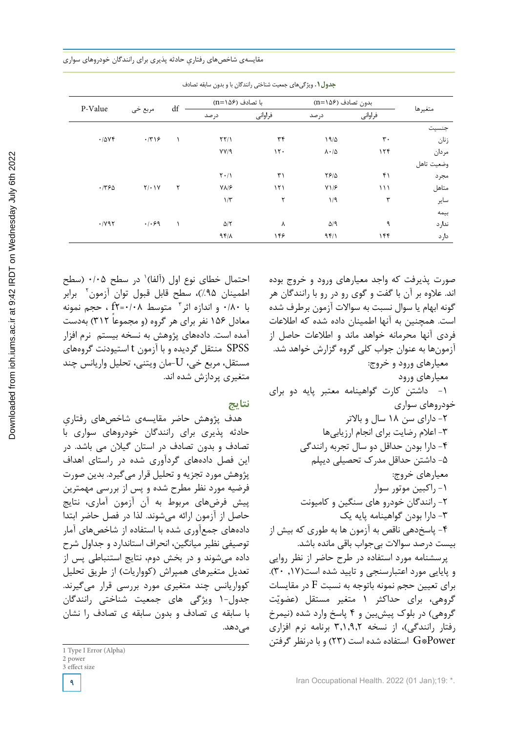**جدول۱.** ویژگی‌های جمعیت شناختی رانندگان با و بدون سابقه تصادف

| متغیرها | بدون تصادف (n=۱۵۶) | | با تصادف (n=۱۵۶) | | df | مربع خی | P-Value |
|---|---|---|---|---|---|---|---|
| | فراوانی | درصد | فراوانی | درصد | | | |
| جنسیت | | | | | | | |
| زنان | ۳۰ | ۱۹/۵ | ۳۴ | ۲۲/۱ | ۱ | ۰/۳۱۶ | ۰/۵۷۴ |
| مردان | ۱۲۴ | ۸۰/۵ | ۱۲۰ | ۷۷/۹ | | | |
| وضعیت تاهل | | | | | | | |
| مجرد | ۴۱ | ۲۶/۵ | ۳۱ | ۲۰/۱ | | | |
| متاهل | ۱۱۱ | ۷۱/۶ | ۱۲۱ | ۷۸/۶ | ۲ | ۲/۰۱۷ | ۰/۳۶۵ |
| سایر | ۳ | ۱/۹ | ۲ | ۱/۳ | | | |
| بیمه | | | | | | | |
| ندارد | ۹ | ۵/۹ | ۸ | ۵/۲ | ۱ | ۰/۰۶۹ | ۰/۷۹۲ |
| دارد | ۱۴۴ | ۹۴/۱ | ۱۴۶ | ۹۴/۸ | | | |

صورت پذیرفت که واجد معیارهای ورود و خروج بوده اند. علاوه بر آن با گفت و گوی رو در رو با رانندگان هر گونه ابهام یا سوال نسبت به سوالات آزمون برطرف شده است. همچنین به آنها اطمینان داده شده که اطلاعات فردی آنها محرمانه خواهد ماند و اطلاعات حاصل از آزمون‌ها به عنوان جواب کلی گروه گزارش خواهد شد.

معیارهای ورود و خروج:

معیارهای ورود

۱- داشتن کارت گواهینامه معتبر پایه دو برای خودروهای سواری

۲- دارای سن ۱۸ سال و بالاتر

۳- اعلام رضایت برای انجام ارزیابی‌ها

۴- دارا بودن حداقل دو سال تجربه رانندگی

۵- داشتن حداقل مدرک تحصیلی دیپلم

معیارهای خروج:

۱- راکبین موتور سوار

۲- رانندگان خودرو های سنگین و کامیونت

۳- دارا بودن گواهینامه پایه یک

۴- پاسخ‌دهی ناقص به آزمون ها به طوری که بیش از بیست درصد سوالات بی‌جواب باقی مانده باشد.

پرسشنامه مورد استفاده در طرح حاضر از نظر روایی و پایایی مورد اعتبارسنجی و تایید شده است(۱۷, ۳۰). برای تعیین حجم نمونه باتوجه به نسبت F در مقایسات گروهی، برای حداکثر ۱ متغیر مستقل (عضویّت گروهی) در بلوک پیش‌بین و ۴ پاسخ وارد شده (نیمرخ رفتار رانندگی)، از نسخه ۳,۱,۹,۲ برنامه نرم افزاری G*Power استفاده شده است (۲۳) و با درنظر گرفتن احتمال خطای نوع اول (آلفا)[1] در سطح ۰/۰۵ (سطح اطمینان ۹۵٪)، سطح قابل قبول توان آزمون[2] برابر با ۰/۸۰ و اندازه اثر[3] متوسط f2=۰/۰۸ ، حجم نمونه معادل ۱۵۶ نفر برای هر گروه (و مجموعاً ۳۱۲) به‌دست آمده است. داده‌های پژوهش به نسخه بیستم نرم افزار SPSS منتقل گردیده و با آزمون t استیودنت گروه‌های مستقل، مربع خی، U-مان ویتنی، تحلیل واریانس چند متغیری پردازش شده اند.

## نتایج

هدف پژوهش حاضر مقایسه‌ی شاخص‌های رفتاریِ حادثه پذیری برای رانندگان خودروهای سواری با تصادف و بدون تصادف در استان گیلان می باشد. در این فصل داده‌های گردآوری شده در راستای اهداف پژوهش مورد تجزیه و تحلیل قرار می‌گیرد. بدین صورت فرضیه مورد نظر مطرح شده و پس از بررسی مهمترین پیش فرض‌های مربوط به آن آزمون آماری، نتایج حاصل از آزمون ارائه می‌شوند. لذا در فصل حاضر ابتدا داده‌های جمع‌آوری شده با استفاده از شاخص‌های آمار توصیفی نظیر میانگین، انحراف استاندارد و جداول شرح داده می‌شوند و در بخش دوم، نتایج استنباطی پس از تعدیل متغیرهای همپراش (کوواریات) از طریق تحلیل کوواریانس چند متغیری مورد بررسی قرار می‌گیرند. جدول-۱ ویژگی های جمعیت شناختی رانندگان با سابقه ی تصادف و بدون سابقه ی تصادف را نشان می‌دهد.

---

1 Type I Error (Alpha)
2 power
3 effect size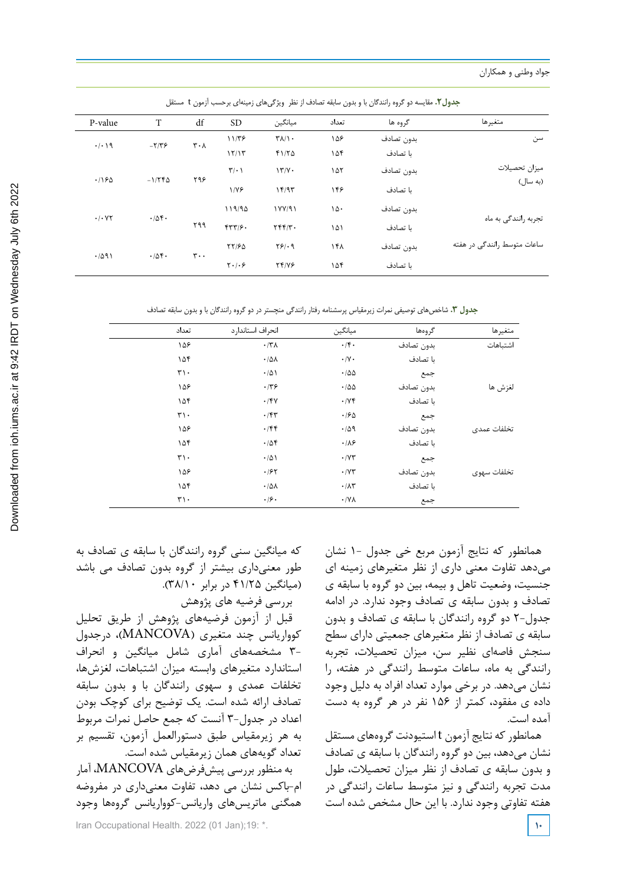**جدول۲.** مقایسه دو گروه رانندگان با و بدون سابقه تصادف از نظر ویژگی‌های زمینه‌ای برحسب آزمون t مستقل

| متغیرها | گروه ها | تعداد | میانگین | SD | df | T | P-value |
|---|---|---|---|---|---|---|---|
| سن | بدون تصادف | ۱۵۶ | ۳۸/۱۰ | ۱۱/۳۶ | ۳۰۸ | -۲/۳۶ | ۰/۰۱۹ |
| | با تصادف | ۱۵۴ | ۴۱/۲۵ | ۱۲/۱۳ | | | |
| میزان تحصیلات (به سال) | بدون تصادف | ۱۵۲ | ۱۳/۷۰ | ۳/۰۱ | ۲۹۶ | -۱/۲۴۵ | ۰/۱۶۵ |
| | با تصادف | ۱۴۶ | ۱۴/۹۳ | ۱/۷۶ | | | |
| تجربه رانندگی به ماه | بدون تصادف | ۱۵۰ | ۱۷۷/۹۱ | ۱۱۹/۹۵ | ۲۹۹ | ۰/۵۴۰ | ۰/۰۷۲ |
| | با تصادف | ۱۵۱ | ۲۴۴/۳۰ | ۴۳۳/۶۰ | | | |
| ساعات متوسط رانندگی در هفته | بدون تصادف | ۱۴۸ | ۲۶/۰۹ | ۲۲/۶۵ | ۳۰۰ | ۰/۵۴۰ | ۰/۵۹۱ |
| | با تصادف | ۱۵۴ | ۲۴/۷۶ | ۲۰/۰۶ | | | |

**جدول ۳.** شاخص‌های توصیفی نمرات زیرمقیاس پرسشنامه رفتار رانندگی منچستر در دو گروه رانندگان با و بدون سابقه تصادف

| متغیرها | گروه‌ها | میانگین | انحراف استاندارد | تعداد |
|---|---|---|---|---|
| اشتباهات | بدون تصادف | ۰/۴۰ | ۰/۳۸ | ۱۵۶ |
| | با تصادف | ۰/۷۰ | ۰/۵۸ | ۱۵۴ |
| | جمع | ۰/۵۵ | ۰/۵۱ | ۳۱۰ |
| لغزش ها | بدون تصادف | ۰/۵۵ | ۰/۳۶ | ۱۵۶ |
| | با تصادف | ۰/۷۴ | ۰/۴۷ | ۱۵۴ |
| | جمع | ۰/۶۵ | ۰/۴۳ | ۳۱۰ |
| تخلفات عمدی | بدون تصادف | ۰/۵۹ | ۰/۴۴ | ۱۵۶ |
| | با تصادف | ۰/۸۶ | ۰/۵۴ | ۱۵۴ |
| | جمع | ۰/۷۳ | ۰/۵۱ | ۳۱۰ |
| تخلفات سهوی | بدون تصادف | ۰/۷۳ | ۰/۶۲ | ۱۵۶ |
| | با تصادف | ۰/۸۳ | ۰/۵۸ | ۱۵۴ |
| | جمع | ۰/۷۸ | ۰/۶۰ | ۳۱۰ |

همانطور که نتایج آزمون مربع خی جدول -۱ نشان می‌دهد تفاوت معنی داری از نظر متغیرهای زمینه ای جنسیت، وضعیت تاهل و بیمه، بین دو گروه با سابقه ی تصادف و بدون سابقه ی تصادف وجود ندارد. در ادامه جدول-۲ دو گروه رانندگان با سابقه ی تصادف و بدون سابقه ی تصادف از نظر متغیرهای جمعیتی دارای سطح سنجش فاصله‌ای نظیر سن، میزان تحصیلات، تجربه رانندگی به ماه، ساعات متوسط رانندگی در هفته، را نشان می‌دهد. در برخی موارد تعداد افراد به دلیل وجود داده ی مفقود، کمتر از ۱۵۶ نفر در هر گروه به دست آمده است.

همانطور که نتایج آزمون t استیودنت گروه‌های مستقل نشان می‌دهد، بین دو گروه رانندگان با سابقه ی تصادف و بدون سابقه ی تصادف از نظر میزان تحصیلات، طول مدت تجربه رانندگی و نیز متوسط ساعات رانندگی در هفته تفاوتی وجود ندارد. با این حال مشخص شده است که میانگین سنی گروه رانندگان با سابقه ی تصادف به طور معنی‌داری بیشتر از گروه بدون تصادف می باشد (میانگین ۴۱/۲۵ در برابر ۳۸/۱۰).

بررسی فرضیه های پژوهش

قبل از آزمون فرضیه‌های پژوهش از طریق تحلیل کوواریانس چند متغیری (MANCOVA)، درجدول -۳ مشخصه‌های آماری شامل میانگین و انحراف استاندارد متغیرهای وابسته میزان اشتباهات، لغزش‌ها، تخلفات عمدی و سهوی رانندگان با و بدون سابقه تصادف ارائه شده است. یک توضیح برای کوچک بودن اعداد در جدول-۳ آنست که جمع حاصل نمرات مربوط به هر زیرمقیاس طبق دستورالعمل آزمون، تقسیم بر تعداد گویه‌های همان زیرمقیاس شده است.

به منظور بررسی پیش‌فرض‌های MANCOVA، آمار ام-باکس نشان می دهد، تفاوت معنی‌داری در مفروضه همگنی ماتریس‌های واریانس-کوواریانس گروه‌ها وجود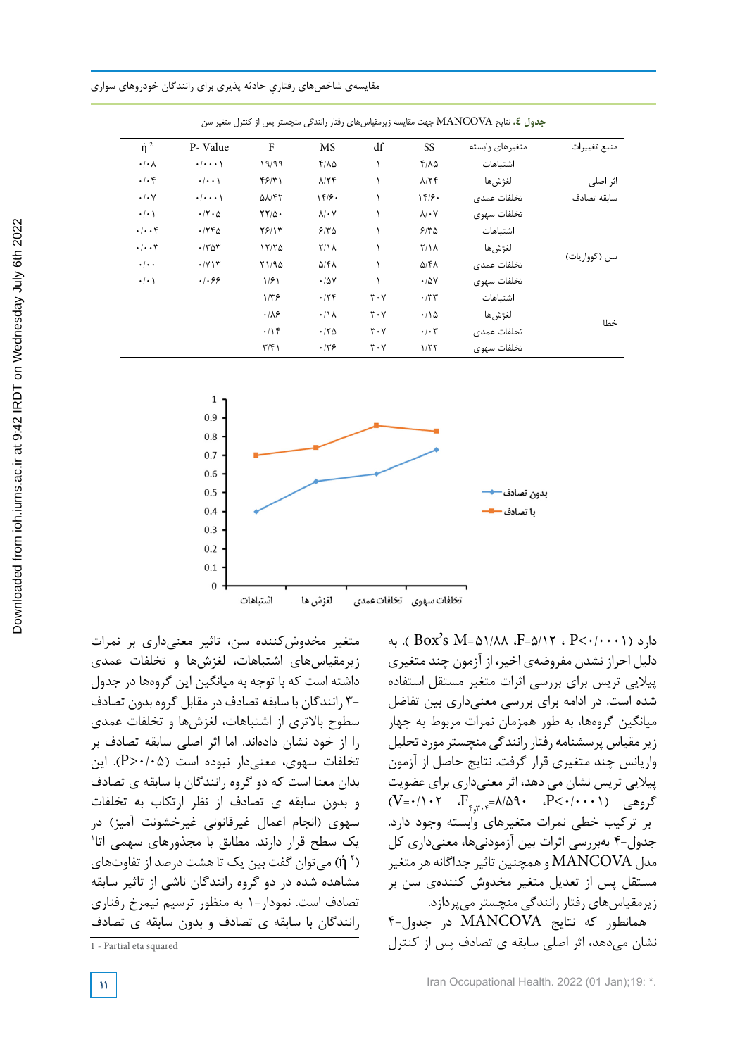**جدول ٤.** نتایج MANCOVA جهت مقایسه زیرمقیاس‌های رفتار رانندگی منچستر پس از کنترل متغیر سن

| منبع تغییرات | متغیرهای وابسته | SS | df | MS | F | P- Value | $\eta^2$ |
|---|---|---|---|---|---|---|---|
| اثر اصلی سابقه تصادف | اشتباهات | ۴/۸۵ | ۱ | ۴/۸۵ | ۱۹/۹۹ | ۰/۰۰۰۱ | ۰/۰۸ |
| | لغزش‌ها | ۸/۲۴ | ۱ | ۸/۲۴ | ۴۶/۳۱ | ۰/۰۰۱ | ۰/۰۴ |
| | تخلفات عمدی | ۱۴/۶۰ | ۱ | ۱۴/۶۰ | ۵۸/۴۲ | ۰/۰۰۰۱ | ۰/۰۷ |
| | تخلفات سهوی | ۸/۰۷ | ۱ | ۸/۰۷ | ۲۲/۵۰ | ۰/۲۰۵ | ۰/۰۱ |
| سن (کوواریات) | اشتباهات | ۶/۳۵ | ۱ | ۶/۳۵ | ۲۶/۱۳ | ۰/۲۴۵ | ۰/۰۰۴ |
| | لغزش‌ها | ۲/۱۸ | ۱ | ۲/۱۸ | ۱۲/۲۵ | ۰/۳۵۳ | ۰/۰۰۳ |
| | تخلفات عمدی | ۵/۴۸ | ۱ | ۵/۴۸ | ۲۱/۹۵ | ۰/۷۱۳ | ۰/۰۰ |
| | تخلفات سهوی | ۰/۵۷ | ۱ | ۰/۵۷ | ۱/۶۱ | ۰/۰۶۶ | ۰/۰۱ |
| خطا | اشتباهات | ۰/۳۳ | ۳۰۷ | ۰/۲۴ | ۱/۳۶ | | |
| | لغزش‌ها | ۰/۱۵ | ۳۰۷ | ۰/۱۸ | ۰/۸۶ | | |
| | تخلفات عمدی | ۰/۰۳ | ۳۰۷ | ۰/۲۵ | ۰/۱۴ | | |
| | تخلفات سهوی | ۱/۲۲ | ۳۰۷ | ۰/۳۶ | ۳/۴۱ | | |

دارد (P<۰/۰۰۰۱ ، F=۵/۱۲ ،Box's M=۵۱/۸۸ ). به دلیل احراز نشدن مفروضه‌ی اخیر، از آزمون چند متغیری پیلایی تریس برای بررسی اثرات متغیر مستقل استفاده شده است. در ادامه برای بررسی معنی‌داری بین تفاضل میانگین گروه‌ها، به طور همزمان نمرات مربوط به چهار زیر مقیاس پرسشنامه رفتار رانندگی منچستر مورد تحلیل واریانس چند متغیری قرار گرفت. نتایج حاصل از آزمون پیلایی تریس نشان می دهد، اثر معنی‌داری برای عضویت گروهی (P<۰/۰۰۰۱ ،$F_{۴,۳۰۴}$=۸/۵۹۰ ،V=۰/۱۰۲) بر ترکیب خطی نمرات متغیرهای وابسته وجود دارد. جدول-۴ به‌بررسی اثرات بین آزمودنی‌ها، معنی‌داری کل مدل MANCOVA و همچنین تاثیر جداگانه هر متغیر مستقل پس از تعدیل متغیر مخدوش کننده‌ی سن بر زیرمقیاس‌های رفتار رانندگی منچستر می‌پردازد.

همانطور که نتایج MANCOVA در جدول-۴ نشان می‌دهد، اثر اصلی سابقه ی تصادف پس از کنترل متغیر مخدوش‌کننده سن، تاثیر معنی‌داری بر نمرات زیرمقیاس‌های اشتباهات، لغزش‌ها و تخلفات عمدی داشته است که با توجه به میانگین این گروه‌ها در جدول -۳ رانندگان با سابقه تصادف در مقابل گروه بدون تصادف سطوح بالاتری از اشتباهات، لغزش‌ها و تخلفات عمدی را از خود نشان داده‌اند. اما اثر اصلی سابقه تصادف بر تخلفات سهوی، معنی‌دار نبوده است (P>۰/۰۵). این بدان معنا است که دو گروه رانندگان با سابقه ی تصادف و بدون سابقه ی تصادف از نظر ارتکاب به تخلفات سهوی (انجام اعمال غیرقانونی غیرخشونت آمیز) در یک سطح قرار دارند. مطابق با مجذورهای سهمی اتا[1] ($\eta^2$[2]) می‌توان گفت بین یک تا هشت درصد از تفاوت‌های مشاهده شده در دو گروه رانندگان ناشی از تاثیر سابقه تصادف است. نمودار-۱ به منظور ترسیم نیمرخ رفتاری رانندگان با سابقه ی تصادف و بدون سابقه ی تصادف

1 - Partial eta squared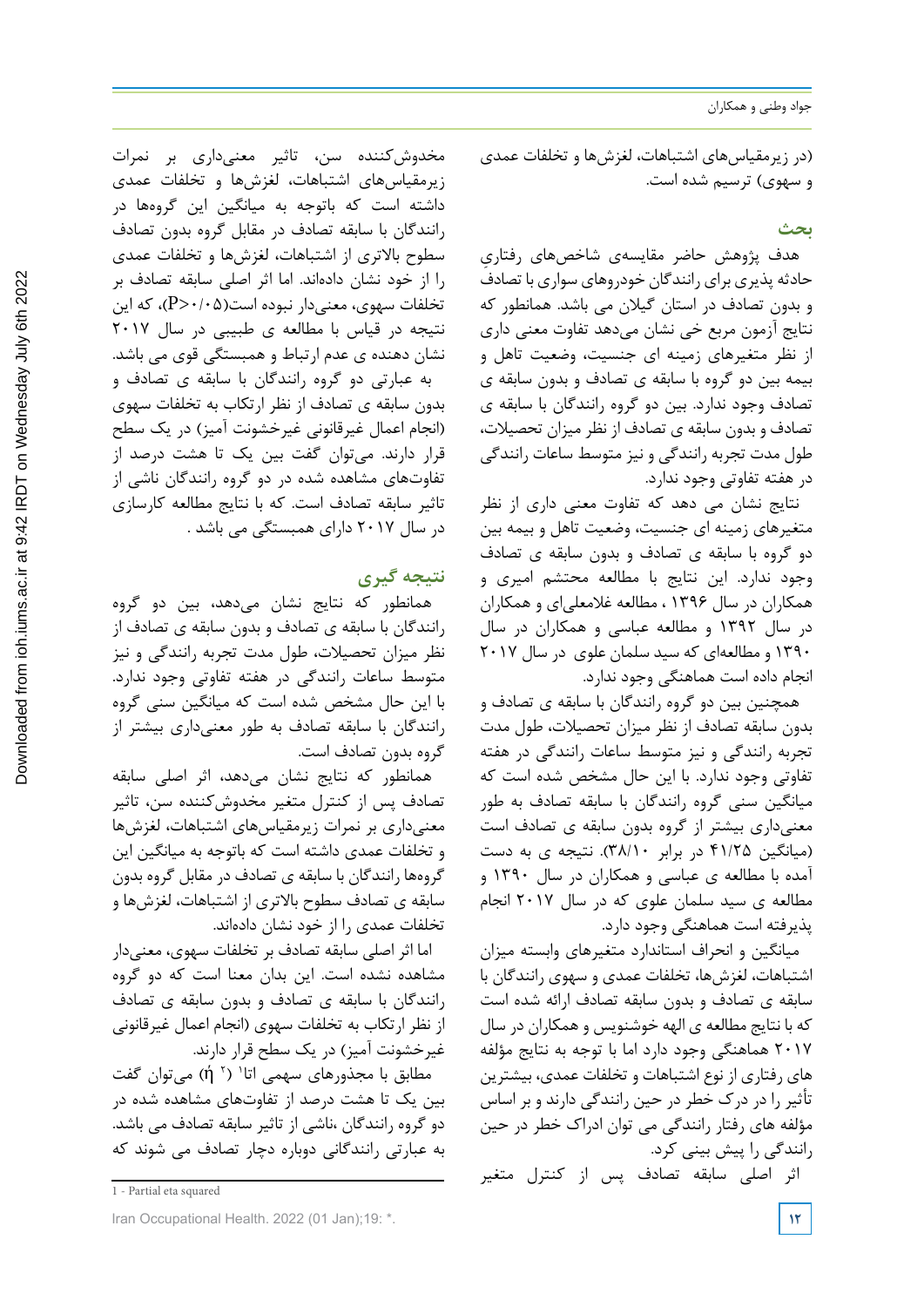(در زیرمقیاس‌های اشتباهات، لغزش‌ها و تخلفات عمدی و سهوی) ترسیم شده است.

## بحث

هدف پژوهش حاضر مقایسه‌ی شاخص‌های رفتاریِ حادثه پذیری برای رانندگان خودروهای سواری با تصادف و بدون تصادف در استان گیلان می باشد. همانطور که نتایج آزمون مربع خی نشان می‌دهد تفاوت معنی داری از نظر متغیرهای زمینه ای جنسیت، وضعیت تاهل و بیمه بین دو گروه با سابقه ی تصادف و بدون سابقه ی تصادف وجود ندارد. بین دو گروه رانندگان با سابقه ی تصادف و بدون سابقه ی تصادف از نظر میزان تحصیلات، طول مدت تجربه رانندگی و نیز متوسط ساعات رانندگی در هفته تفاوتی وجود ندارد.

نتایج نشان می دهد که تفاوت معنی داری از نظر متغیرهای زمینه ای جنسیت، وضعیت تاهل و بیمه بین دو گروه با سابقه ی تصادف و بدون سابقه ی تصادف وجود ندارد. این نتایج با مطالعه محتشم امیری و همکاران در سال ۱۳۹۶ ، مطالعه غلامعلی‌ای و همکاران در سال ۱۳۹۲ و مطالعه عباسی و همکاران در سال ۱۳۹۰ و مطالعه‌ای که سید سلمان علوی در سال ۲۰۱۷ انجام داده است هماهنگی وجود ندارد.

همچنین بین دو گروه رانندگان با سابقه ی تصادف و بدون سابقه تصادف از نظر میزان تحصیلات، طول مدت تجربه رانندگی و نیز متوسط ساعات رانندگی در هفته تفاوتی وجود ندارد. با این حال مشخص شده است که میانگین سنی گروه رانندگان با سابقه تصادف به طور معنی‌داری بیشتر از گروه بدون سابقه ی تصادف است (میانگین ۴۱/۲۵ در برابر ۳۸/۱۰). نتیجه ی به دست آمده با مطالعه ی عباسی و همکاران در سال ۱۳۹۰ و مطالعه ی سید سلمان علوی که در سال ۲۰۱۷ انجام پذیرفته است هماهنگی وجود دارد.

میانگین و انحراف استاندارد متغیرهای وابسته میزان اشتباهات، لغزش‌ها، تخلفات عمدی و سهوی رانندگان با سابقه ی تصادف و بدون سابقه تصادف ارائه شده است که با نتایج مطالعه ی الهه خوشنویس و همکاران در سال ۲۰۱۷ هماهنگی وجود دارد اما با توجه به نتایج مؤلفه های رفتاری از نوع اشتباهات و تخلفات عمدی، بیشترین تأثیر را در درک خطر در حین رانندگی دارند و بر اساس مؤلفه های رفتار رانندگی می توان ادراک خطر در حین رانندگی را پیش بینی کرد.

اثر اصلی سابقه تصادف پس از کنترل متغیر مخدوش‌کننده سن، تاثیر معنی‌داری بر نمرات زیرمقیاس‌های اشتباهات، لغزش‌ها و تخلفات عمدی داشته است که باتوجه به میانگین این گروه‌ها در رانندگان با سابقه تصادف در مقابل گروه بدون تصادف سطوح بالاتری از اشتباهات، لغزش‌ها و تخلفات عمدی را از خود نشان داده‌اند. اما اثر اصلی سابقه تصادف بر تخلفات سهوی، معنی‌دار نبوده است($P>0/05$)، که این نتیجه در قیاس با مطالعه ی طبیبی در سال ۲۰۱۷ نشان دهنده ی عدم ارتباط و همبستگی قوی می باشد.

به عبارتی دو گروه رانندگان با سابقه ی تصادف و بدون سابقه ی تصادف از نظر ارتکاب به تخلفات سهوی (انجام اعمال غیرقانونی غیرخشونت آمیز) در یک سطح قرار دارند. می‌توان گفت بین یک تا هشت درصد از تفاوت‌های مشاهده شده در دو گروه رانندگان ناشی از تاثیر سابقه تصادف است. که با نتایج مطالعه کارسازی در سال ۲۰۱۷ دارای همبستگی می باشد .

## نتیجه گیری

همانطور که نتایج نشان می‌دهد، بین دو گروه رانندگان با سابقه ی تصادف و بدون سابقه ی تصادف از نظر میزان تحصیلات، طول مدت تجربه رانندگی و نیز متوسط ساعات رانندگی در هفته تفاوتی وجود ندارد. با این حال مشخص شده است که میانگین سنی گروه رانندگان با سابقه تصادف به طور معنی‌داری بیشتر از گروه بدون تصادف است.

همانطور که نتایج نشان می‌دهد، اثر اصلی سابقه تصادف پس از کنترل متغیر مخدوش‌کننده سن، تاثیر معنی‌داری بر نمرات زیرمقیاس‌های اشتباهات، لغزش‌ها و تخلفات عمدی داشته است که باتوجه به میانگین این گروه‌ها رانندگان با سابقه ی تصادف در مقابل گروه بدون سابقه ی تصادف سطوح بالاتری از اشتباهات، لغزش‌ها و تخلفات عمدی را از خود نشان داده‌اند.

اما اثر اصلی سابقه تصادف بر تخلفات سهوی، معنی‌دار مشاهده نشده است. این بدان معنا است که دو گروه رانندگان با سابقه ی تصادف و بدون سابقه ی تصادف از نظر ارتکاب به تخلفات سهوی (انجام اعمال غیرقانونی غیرخشونت آمیز) در یک سطح قرار دارند.

مطابق با مجذورهای سهمی اتا[1] ($\eta^2$) می‌توان گفت بین یک تا هشت درصد از تفاوت‌های مشاهده شده در دو گروه رانندگان ،ناشی از تاثیر سابقه تصادف می باشد. به عبارتی رانندگانی دوباره دچار تصادف می شوند که

---

1 - Partial eta squared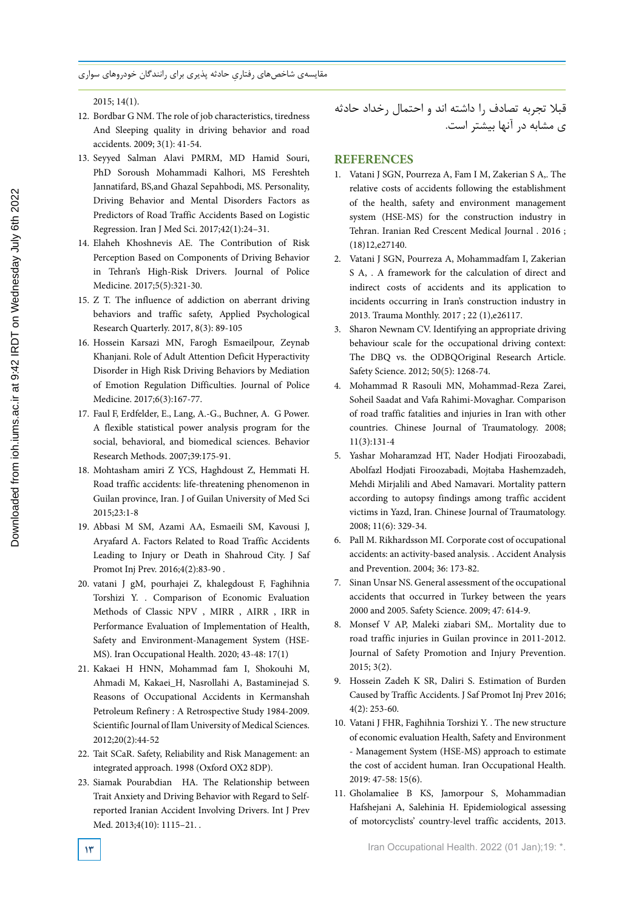قبلا تجربه تصادف را داشته اند و احتمال رخداد حادثه ی مشابه در آنها بیشتر است.

## REFERENCES

1. Vatani J SGN, Pourreza A, Fam I M, Zakerian S A,. The relative costs of accidents following the establishment of the health, safety and environment management system (HSE-MS) for the construction industry in Tehran. Iranian Red Crescent Medical Journal . 2016 ; (18)12,e27140.
2. Vatani J SGN, Pourreza A, Mohammadfam I, Zakerian S A, . A framework for the calculation of direct and indirect costs of accidents and its application to incidents occurring in Iran's construction industry in 2013. Trauma Monthly. 2017 ; 22 (1),e26117.
3. Sharon Newnam CV. Identifying an appropriate driving behaviour scale for the occupational driving context: The DBQ vs. the ODBQOriginal Research Article. Safety Science. 2012; 50(5): 1268-74.
4. Mohammad R Rasouli MN, Mohammad-Reza Zarei, Soheil Saadat and Vafa Rahimi-Movaghar. Comparison of road traffic fatalities and injuries in Iran with other countries. Chinese Journal of Traumatology. 2008; 11(3):131-4
5. Yashar Moharamzad HT, Nader Hodjati Firoozabadi, Abolfazl Hodjati Firoozabadi, Mojtaba Hashemzadeh, Mehdi Mirjalili and Abed Namavari. Mortality pattern according to autopsy findings among traffic accident victims in Yazd, Iran. Chinese Journal of Traumatology. 2008; 11(6): 329-34.
6. Pall M. Rikhardsson MI. Corporate cost of occupational accidents: an activity-based analysis. . Accident Analysis and Prevention. 2004; 36: 173-82.
7. Sinan Unsar NS. General assessment of the occupational accidents that occurred in Turkey between the years 2000 and 2005. Safety Science. 2009; 47: 614-9.
8. Monsef V AP, Maleki ziabari SM,. Mortality due to road traffic injuries in Guilan province in 2011-2012. Journal of Safety Promotion and Injury Prevention. 2015; 3(2).
9. Hossein Zadeh K SR, Daliri S. Estimation of Burden Caused by Traffic Accidents. J Saf Promot Inj Prev 2016; 4(2): 253-60.
10. Vatani J FHR, Faghihnia Torshizi Y. . The new structure of economic evaluation Health, Safety and Environment - Management System (HSE-MS) approach to estimate the cost of accident human. Iran Occupational Health. 2019: 47-58: 15(6).
11. Gholamaliee B KS, Jamorpour S, Mohammadian Hafshejani A, Salehinia H. Epidemiological assessing of motorcyclists' country-level traffic accidents, 2013. 2015; 14(1).
12. Bordbar G NM. The role of job characteristics, tiredness And Sleeping quality in driving behavior and road accidents. 2009; 3(1): 41-54.
13. Seyyed Salman Alavi PMRM, MD Hamid Souri, PhD Soroush Mohammadi Kalhori, MS Fereshteh Jannatifard, BS,and Ghazal Sepahbodi, MS. Personality, Driving Behavior and Mental Disorders Factors as Predictors of Road Traffic Accidents Based on Logistic Regression. Iran J Med Sci. 2017;42(1):24–31.
14. Elaheh Khoshnevis AE. The Contribution of Risk Perception Based on Components of Driving Behavior in Tehran's High-Risk Drivers. Journal of Police Medicine. 2017;5(5):321-30.
15. Z T. The influence of addiction on aberrant driving behaviors and traffic safety, Applied Psychological Research Quarterly. 2017, 8(3): 89-105
16. Hossein Karsazi MN, Farogh Esmaeilpour, Zeynab Khanjani. Role of Adult Attention Deficit Hyperactivity Disorder in High Risk Driving Behaviors by Mediation of Emotion Regulation Difficulties. Journal of Police Medicine. 2017;6(3):167-77.
17. Faul F, Erdfelder, E., Lang, A.-G., Buchner, A. G Power. A flexible statistical power analysis program for the social, behavioral, and biomedical sciences. Behavior Research Methods. 2007;39:175-91.
18. Mohtasham amiri Z YCS, Haghdoust Z, Hemmati H. Road traffic accidents: life-threatening phenomenon in Guilan province, Iran. J of Guilan University of Med Sci 2015;23:1-8
19. Abbasi M SM, Azami AA, Esmaeili SM, Kavousi J, Aryafard A. Factors Related to Road Traffic Accidents Leading to Injury or Death in Shahroud City. J Saf Promot Inj Prev. 2016;4(2):83-90 .
20. vatani J gM, pourhajei Z, khalegdoust F, Faghihnia Torshizi Y. . Comparison of Economic Evaluation Methods of Classic NPV , MIRR , AIRR , IRR in Performance Evaluation of Implementation of Health, Safety and Environment-Management System (HSE-MS). Iran Occupational Health. 2020; 43-48: 17(1)
21. Kakaei H HNN, Mohammad fam I, Shokouhi M, Ahmadi M, Kakaei_H, Nasrollahi A, Bastaminejad S. Reasons of Occupational Accidents in Kermanshah Petroleum Refinery : A Retrospective Study 1984-2009. Scientific Journal of Ilam University of Medical Sciences. 2012;20(2):44-52
22. Tait SCaR. Safety, Reliability and Risk Management: an integrated approach. 1998 (Oxford OX2 8DP).
23. Siamak Pourabdian HA. The Relationship between Trait Anxiety and Driving Behavior with Regard to Self-reported Iranian Accident Involving Drivers. Int J Prev Med. 2013;4(10): 1115–21. .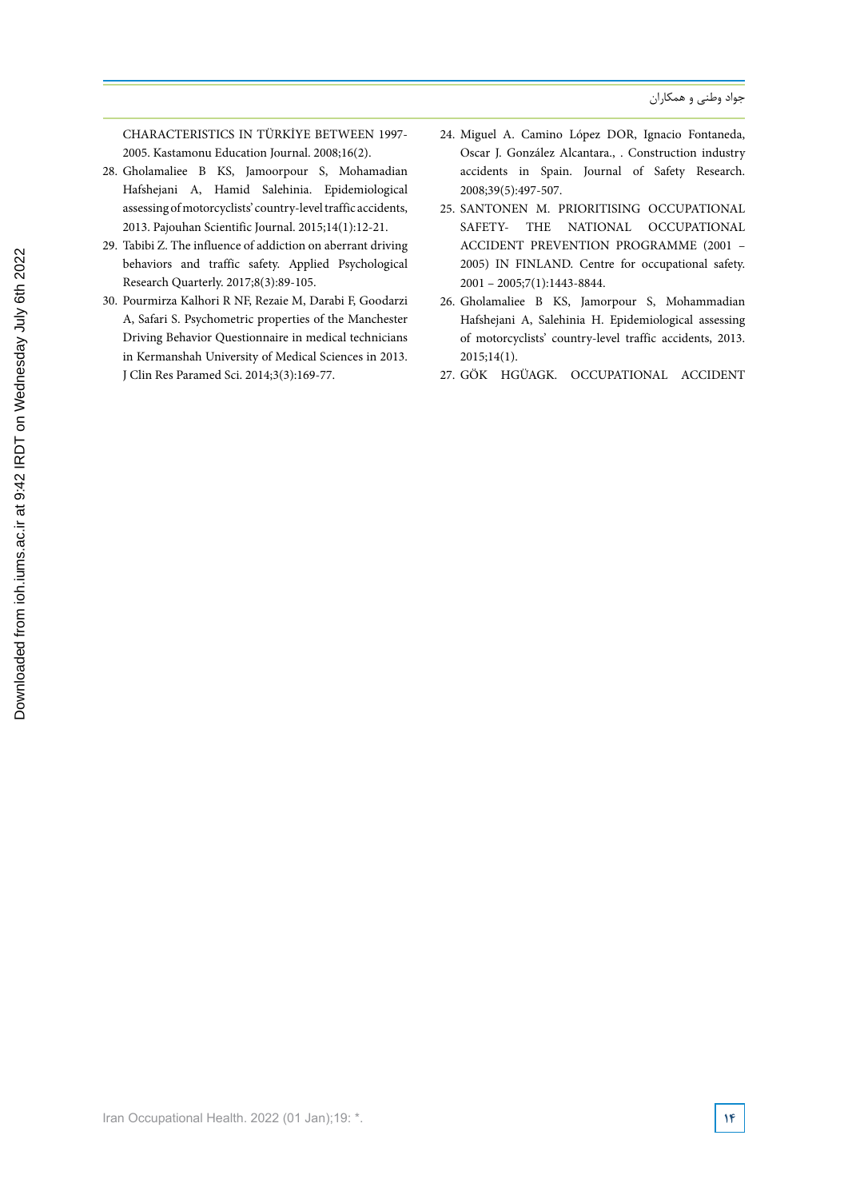CHARACTERISTICS IN TÜRKİYE BETWEEN 1997-2005. Kastamonu Education Journal. 2008;16(2).

28. Gholamaliee B KS, Jamoorpour S, Mohamadian Hafshejani A, Hamid Salehinia. Epidemiological assessing of motorcyclists' country-level traffic accidents, 2013. Pajouhan Scientific Journal. 2015;14(1):12-21.
29. Tabibi Z. The influence of addiction on aberrant driving behaviors and traffic safety. Applied Psychological Research Quarterly. 2017;8(3):89-105.
30. Pourmirza Kalhori R NF, Rezaie M, Darabi F, Goodarzi A, Safari S. Psychometric properties of the Manchester Driving Behavior Questionnaire in medical technicians in Kermanshah University of Medical Sciences in 2013. J Clin Res Paramed Sci. 2014;3(3):169-77.

24. Miguel A. Camino López DOR, Ignacio Fontaneda, Oscar J. González Alcantara., . Construction industry accidents in Spain. Journal of Safety Research. 2008;39(5):497-507.
25. SANTONEN M. PRIORITISING OCCUPATIONAL SAFETY- THE NATIONAL OCCUPATIONAL ACCIDENT PREVENTION PROGRAMME (2001 – 2005) IN FINLAND. Centre for occupational safety. 2001 – 2005;7(1):1443-8844.
26. Gholamaliee B KS, Jamorpour S, Mohammadian Hafshejani A, Salehinia H. Epidemiological assessing of motorcyclists' country-level traffic accidents, 2013. 2015;14(1).
27. GÖK HGÜAGK. OCCUPATIONAL ACCIDENT